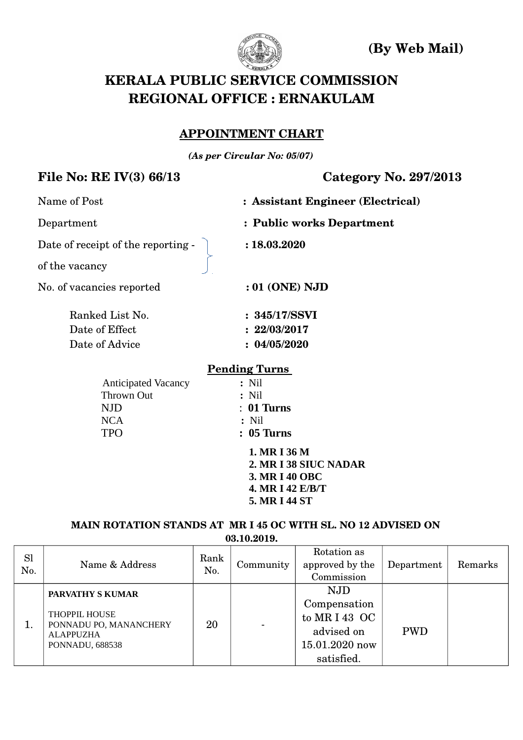**(By Web Mail)**

# KERALA PUBLIC SERVICE COMMISSION
# REGIONAL OFFICE : ERNAKULAM

## APPOINTMENT CHART

***(As per Circular No: 05/07)***

**File No: RE IV(3) 66/13** **Category No. 297/2013**

Name of Post : **Assistant Engineer (Electrical)**

Department : **Public works Department**

Date of receipt of the reporting of the vacancy : **18.03.2020**

No. of vacancies reported : **01 (ONE) NJD**

Ranked List No. : **345/17/SSVI**
Date of Effect : **22/03/2017**
Date of Advice : **04/05/2020**

**Pending Turns**

Anticipated Vacancy : Nil
Thrown Out : Nil
NJD : **01 Turns**
NCA : Nil
TPO : **05 Turns**

1. **MR I 36 M**
2. **MR I 38 SIUC NADAR**
3. **MR I 40 OBC**
4. **MR I 42 E/B/T**
5. **MR I 44 ST**

**MAIN ROTATION STANDS AT MR I 45 OC WITH SL. NO 12 ADVISED ON 03.10.2019.**

| Sl No. | Name & Address | Rank No. | Community | Rotation as approved by the Commission | Department | Remarks |
|---|---|---|---|---|---|---|
| 1. | **PARVATHY S KUMAR**<br>THOPPIL HOUSE<br>PONNADU PO, MANANCHERY<br>ALAPPUZHA<br>PONNADU, 688538 | 20 | - | NJD Compensation to MR I 43 OC advised on 15.01.2020 now satisfied. | PWD | |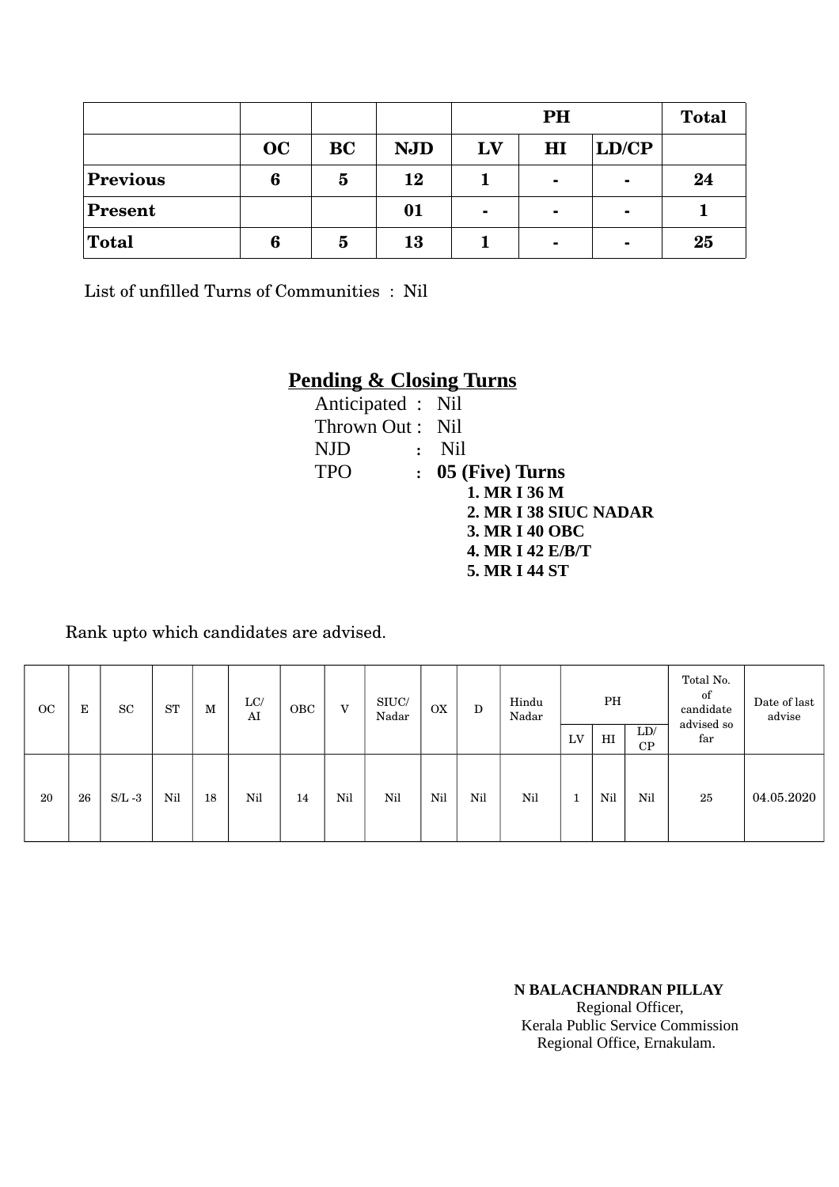| | OC | BC | NJD | PH | | | Total |
|---|---|---|---|---|---|---|---|
| | | | | LV | HI | LD/CP | |
| **Previous** | **6** | **5** | **12** | **1** | **-** | **-** | **24** |
| **Present** | | | **01** | **-** | **-** | **-** | **1** |
| **Total** | **6** | **5** | **13** | **1** | **-** | **-** | **25** |

List of unfilled Turns of Communities : Nil

## Pending & Closing Turns

Anticipated : Nil
Thrown Out : Nil
NJD : Nil
TPO : **05 (Five) Turns**

**1. MR I 36 M**
**2. MR I 38 SIUC NADAR**
**3. MR I 40 OBC**
**4. MR I 42 E/B/T**
**5. MR I 44 ST**

Rank upto which candidates are advised.

| OC | E | SC | ST | M | LC/ AI | OBC | V | SIUC/ Nadar | OX | D | Hindu Nadar | PH | | | Total No. of candidate advised so far | Date of last advise |
|---|---|---|---|---|---|---|---|---|---|---|---|---|---|---|---|---|
| | | | | | | | | | | | | LV | HI | LD/ CP | | |
| 20 | 26 | S/L -3 | Nil | 18 | Nil | 14 | Nil | Nil | Nil | Nil | Nil | 1 | Nil | Nil | 25 | 04.05.2020 |

**N BALACHANDRAN PILLAY**
Regional Officer,
Kerala Public Service Commission
Regional Office, Ernakulam.